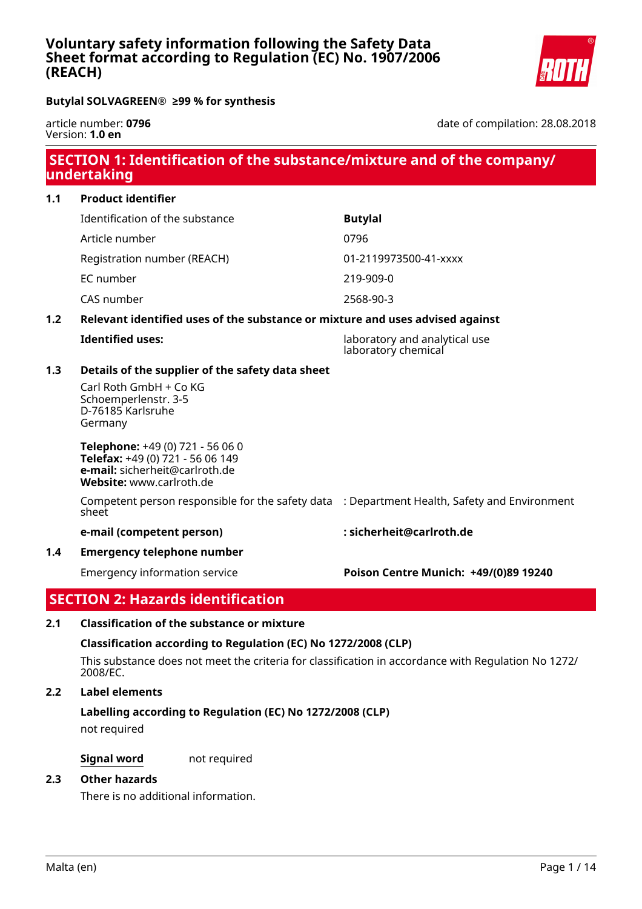# Voluntary safety information following the Safety Data Sheet format according to Regulation (EC) No. 1907/2006 (REACH)

**Butylal SOLVAGREEN® ≥99 % for synthesis**

article number: **0796**
Version: **1.0 en**

date of compilation: 28.08.2018

## SECTION 1: Identification of the substance/mixture and of the company/ undertaking

### 1.1 Product identifier

| | |
|---|---|
| Identification of the substance | **Butylal** |
| Article number | 0796 |
| Registration number (REACH) | 01-2119973500-41-xxxx |
| EC number | 219-909-0 |
| CAS number | 2568-90-3 |

### 1.2 Relevant identified uses of the substance or mixture and uses advised against

**Identified uses:** laboratory and analytical use, laboratory chemical

### 1.3 Details of the supplier of the safety data sheet

Carl Roth GmbH + Co KG
Schoemperlenstr. 3-5
D-76185 Karlsruhe
Germany

**Telephone:** +49 (0) 721 - 56 06 0
**Telefax:** +49 (0) 721 - 56 06 149
**e-mail:** sicherheit@carlroth.de
**Website:** www.carlroth.de

Competent person responsible for the safety data sheet : Department Health, Safety and Environment

**e-mail (competent person)** **: sicherheit@carlroth.de**

### 1.4 Emergency telephone number

Emergency information service **Poison Centre Munich: +49/(0)89 19240**

## SECTION 2: Hazards identification

### 2.1 Classification of the substance or mixture

**Classification according to Regulation (EC) No 1272/2008 (CLP)**

This substance does not meet the criteria for classification in accordance with Regulation No 1272/ 2008/EC.

### 2.2 Label elements

**Labelling according to Regulation (EC) No 1272/2008 (CLP)**

not required

**Signal word** not required

### 2.3 Other hazards

There is no additional information.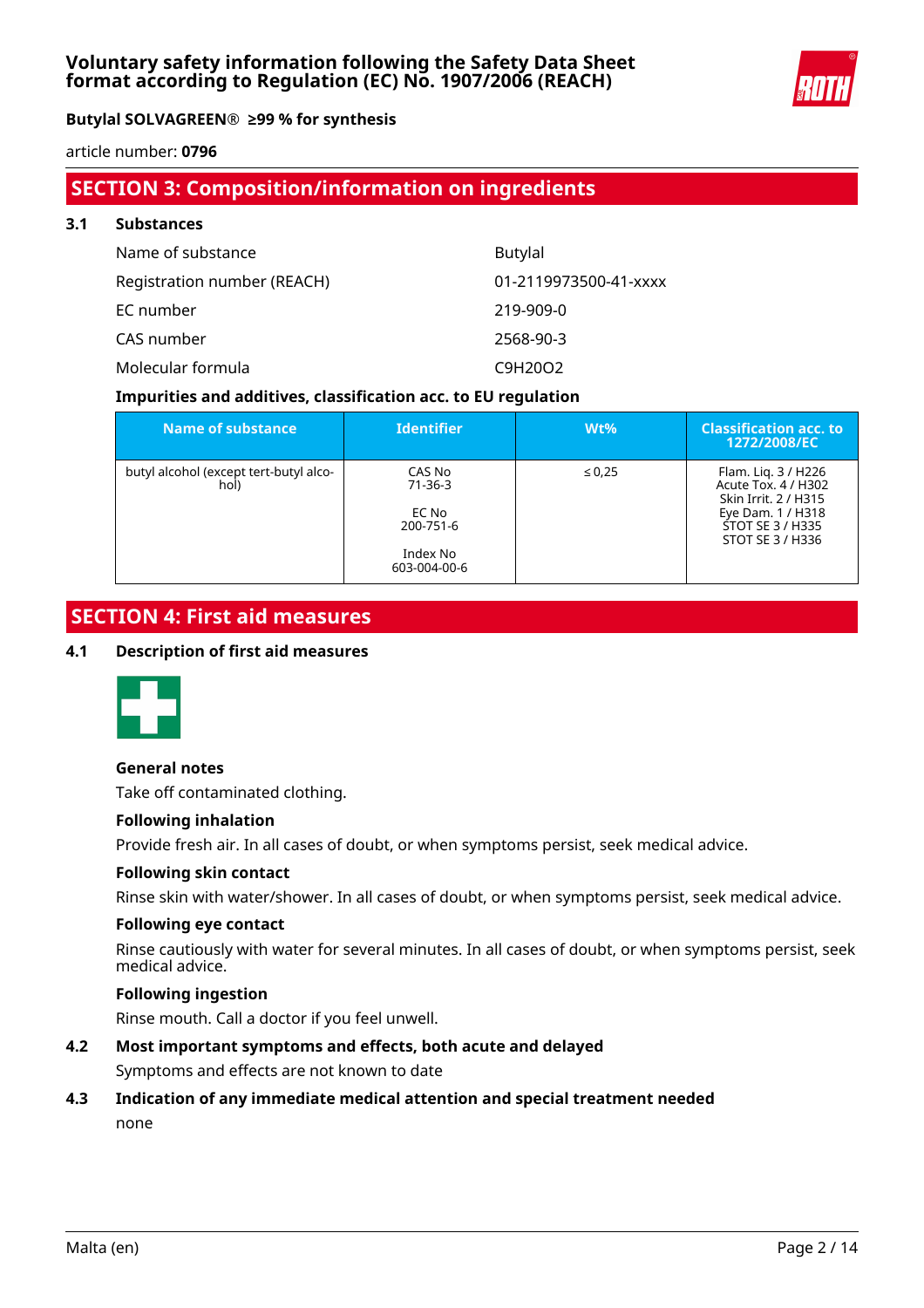## SECTION 3: Composition/information on ingredients

### 3.1 Substances

| | |
|---|---|
| Name of substance | Butylal |
| Registration number (REACH) | 01-2119973500-41-xxxx |
| EC number | 219-909-0 |
| CAS number | 2568-90-3 |
| Molecular formula | $C_9H_{20}O_2$ |

**Impurities and additives, classification acc. to EU regulation**

| Name of substance | Identifier | Wt% | Classification acc. to 1272/2008/EC |
|---|---|---|---|
| butyl alcohol (except tert-butyl alcohol) | CAS No 71-36-3<br><br>EC No 200-751-6<br><br>Index No 603-004-00-6 | ≤ 0,25 | Flam. Liq. 3 / H226<br>Acute Tox. 4 / H302<br>Skin Irrit. 2 / H315<br>Eye Dam. 1 / H318<br>STOT SE 3 / H335<br>STOT SE 3 / H336 |

## SECTION 4: First aid measures

### 4.1 Description of first aid measures

**General notes**

Take off contaminated clothing.

**Following inhalation**

Provide fresh air. In all cases of doubt, or when symptoms persist, seek medical advice.

**Following skin contact**

Rinse skin with water/shower. In all cases of doubt, or when symptoms persist, seek medical advice.

**Following eye contact**

Rinse cautiously with water for several minutes. In all cases of doubt, or when symptoms persist, seek medical advice.

**Following ingestion**

Rinse mouth. Call a doctor if you feel unwell.

### 4.2 Most important symptoms and effects, both acute and delayed

Symptoms and effects are not known to date

### 4.3 Indication of any immediate medical attention and special treatment needed

none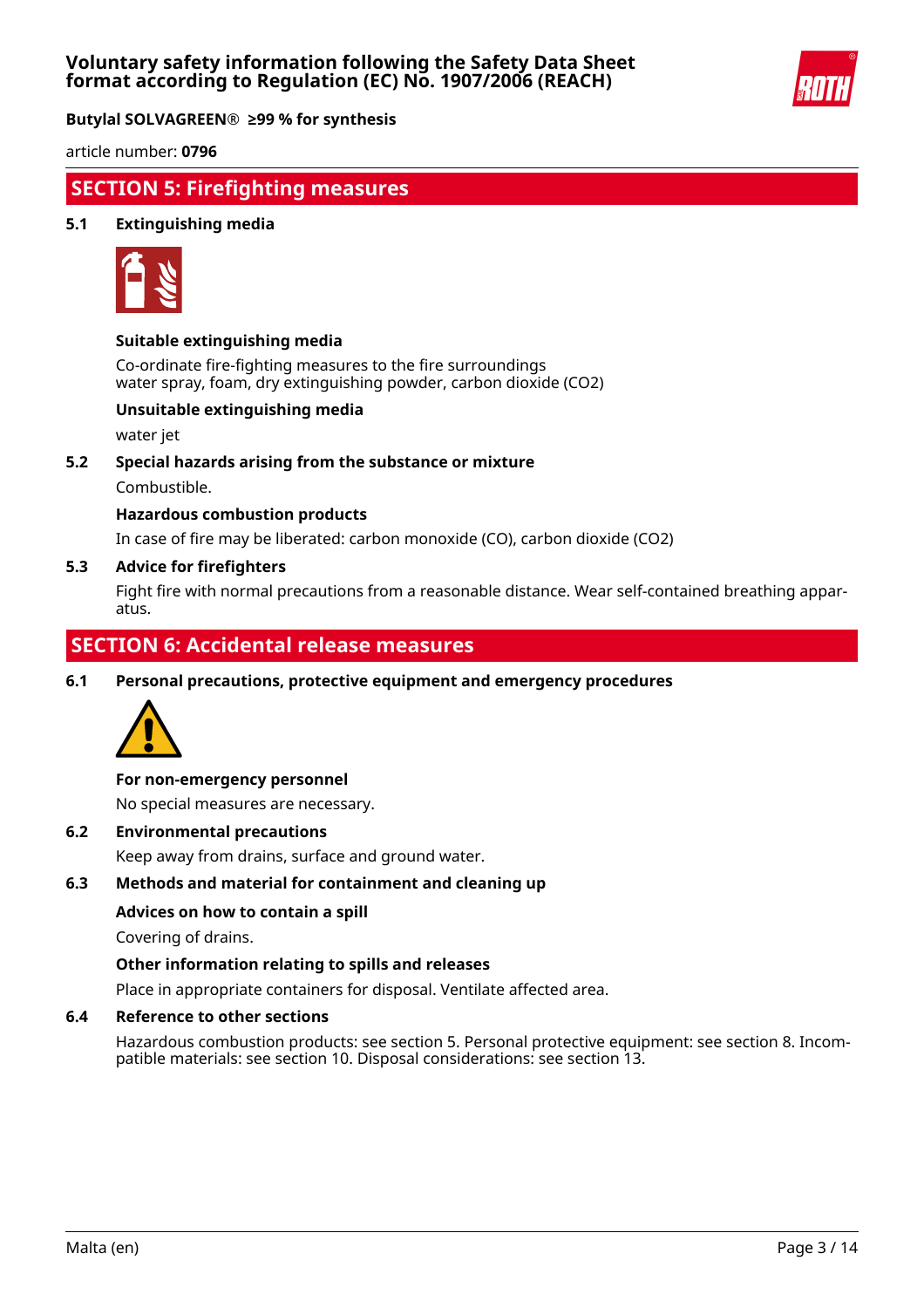## SECTION 5: Firefighting measures

### 5.1 Extinguishing media

**Suitable extinguishing media**

Co-ordinate fire-fighting measures to the fire surroundings
water spray, foam, dry extinguishing powder, carbon dioxide ($CO_2$)

**Unsuitable extinguishing media**

water jet

### 5.2 Special hazards arising from the substance or mixture

Combustible.

**Hazardous combustion products**

In case of fire may be liberated: carbon monoxide (CO), carbon dioxide ($CO_2$)

### 5.3 Advice for firefighters

Fight fire with normal precautions from a reasonable distance. Wear self-contained breathing apparatus.

## SECTION 6: Accidental release measures

### 6.1 Personal precautions, protective equipment and emergency procedures

**For non-emergency personnel**

No special measures are necessary.

### 6.2 Environmental precautions

Keep away from drains, surface and ground water.

### 6.3 Methods and material for containment and cleaning up

**Advices on how to contain a spill**

Covering of drains.

**Other information relating to spills and releases**

Place in appropriate containers for disposal. Ventilate affected area.

### 6.4 Reference to other sections

Hazardous combustion products: see section 5. Personal protective equipment: see section 8. Incompatible materials: see section 10. Disposal considerations: see section 13.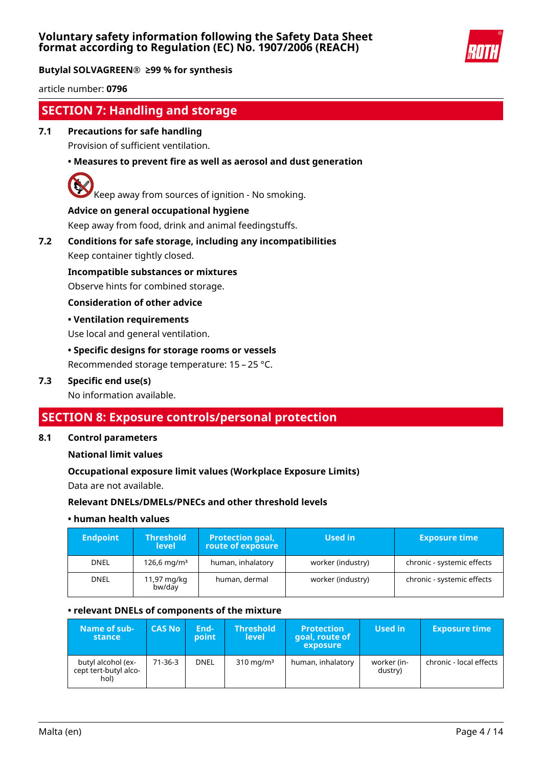## SECTION 7: Handling and storage

### 7.1 Precautions for safe handling

Provision of sufficient ventilation.

**• Measures to prevent fire as well as aerosol and dust generation**

Keep away from sources of ignition - No smoking.

**Advice on general occupational hygiene**

Keep away from food, drink and animal feedingstuffs.

### 7.2 Conditions for safe storage, including any incompatibilities

Keep container tightly closed.

**Incompatible substances or mixtures**

Observe hints for combined storage.

**Consideration of other advice**

**• Ventilation requirements**

Use local and general ventilation.

**• Specific designs for storage rooms or vessels**

Recommended storage temperature: 15 – 25 °C.

### 7.3 Specific end use(s)

No information available.

## SECTION 8: Exposure controls/personal protection

### 8.1 Control parameters

**National limit values**

**Occupational exposure limit values (Workplace Exposure Limits)**

Data are not available.

**Relevant DNELs/DMELs/PNECs and other threshold levels**

**• human health values**

| Endpoint | Threshold level | Protection goal, route of exposure | Used in | Exposure time |
|---|---|---|---|---|
| DNEL | 126,6 mg/m³ | human, inhalatory | worker (industry) | chronic - systemic effects |
| DNEL | 11,97 mg/kg bw/day | human, dermal | worker (industry) | chronic - systemic effects |

**• relevant DNELs of components of the mixture**

| Name of substance | CAS No | Endpoint | Threshold level | Protection goal, route of exposure | Used in | Exposure time |
|---|---|---|---|---|---|---|
| butyl alcohol (except tert-butyl alcohol) | 71-36-3 | DNEL | 310 mg/m³ | human, inhalatory | worker (industry) | chronic - local effects |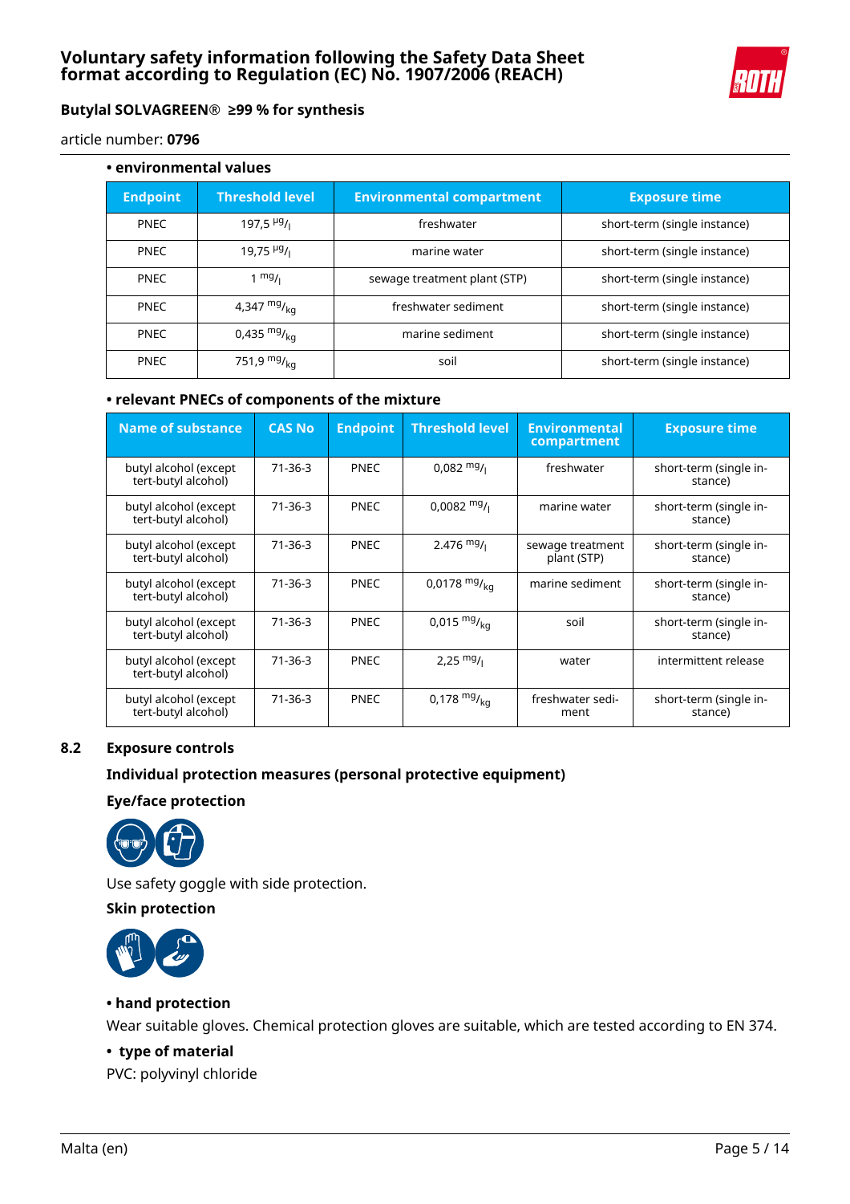• **environmental values**

| Endpoint | Threshold level | Environmental compartment | Exposure time |
|---|---|---|---|
| PNEC | 197,5 $^{µg}/_{l}$ | freshwater | short-term (single instance) |
| PNEC | 19,75 $^{µg}/_{l}$ | marine water | short-term (single instance) |
| PNEC | 1 $^{mg}/_{l}$ | sewage treatment plant (STP) | short-term (single instance) |
| PNEC | 4,347 $^{mg}/_{kg}$ | freshwater sediment | short-term (single instance) |
| PNEC | 0,435 $^{mg}/_{kg}$ | marine sediment | short-term (single instance) |
| PNEC | 751,9 $^{mg}/_{kg}$ | soil | short-term (single instance) |

• **relevant PNECs of components of the mixture**

| Name of substance | CAS No | Endpoint | Threshold level | Environmental compartment | Exposure time |
|---|---|---|---|---|---|
| butyl alcohol (except tert-butyl alcohol) | 71-36-3 | PNEC | 0,082 $^{mg}/_{l}$ | freshwater | short-term (single instance) |
| butyl alcohol (except tert-butyl alcohol) | 71-36-3 | PNEC | 0,0082 $^{mg}/_{l}$ | marine water | short-term (single instance) |
| butyl alcohol (except tert-butyl alcohol) | 71-36-3 | PNEC | 2.476 $^{mg}/_{l}$ | sewage treatment plant (STP) | short-term (single instance) |
| butyl alcohol (except tert-butyl alcohol) | 71-36-3 | PNEC | 0,0178 $^{mg}/_{kg}$ | marine sediment | short-term (single instance) |
| butyl alcohol (except tert-butyl alcohol) | 71-36-3 | PNEC | 0,015 $^{mg}/_{kg}$ | soil | short-term (single instance) |
| butyl alcohol (except tert-butyl alcohol) | 71-36-3 | PNEC | 2,25 $^{mg}/_{l}$ | water | intermittent release |
| butyl alcohol (except tert-butyl alcohol) | 71-36-3 | PNEC | 0,178 $^{mg}/_{kg}$ | freshwater sediment | short-term (single instance) |

## 8.2 Exposure controls

### Individual protection measures (personal protective equipment)

**Eye/face protection**

Use safety goggle with side protection.

**Skin protection**

• **hand protection**

Wear suitable gloves. Chemical protection gloves are suitable, which are tested according to EN 374.

• **type of material**

PVC: polyvinyl chloride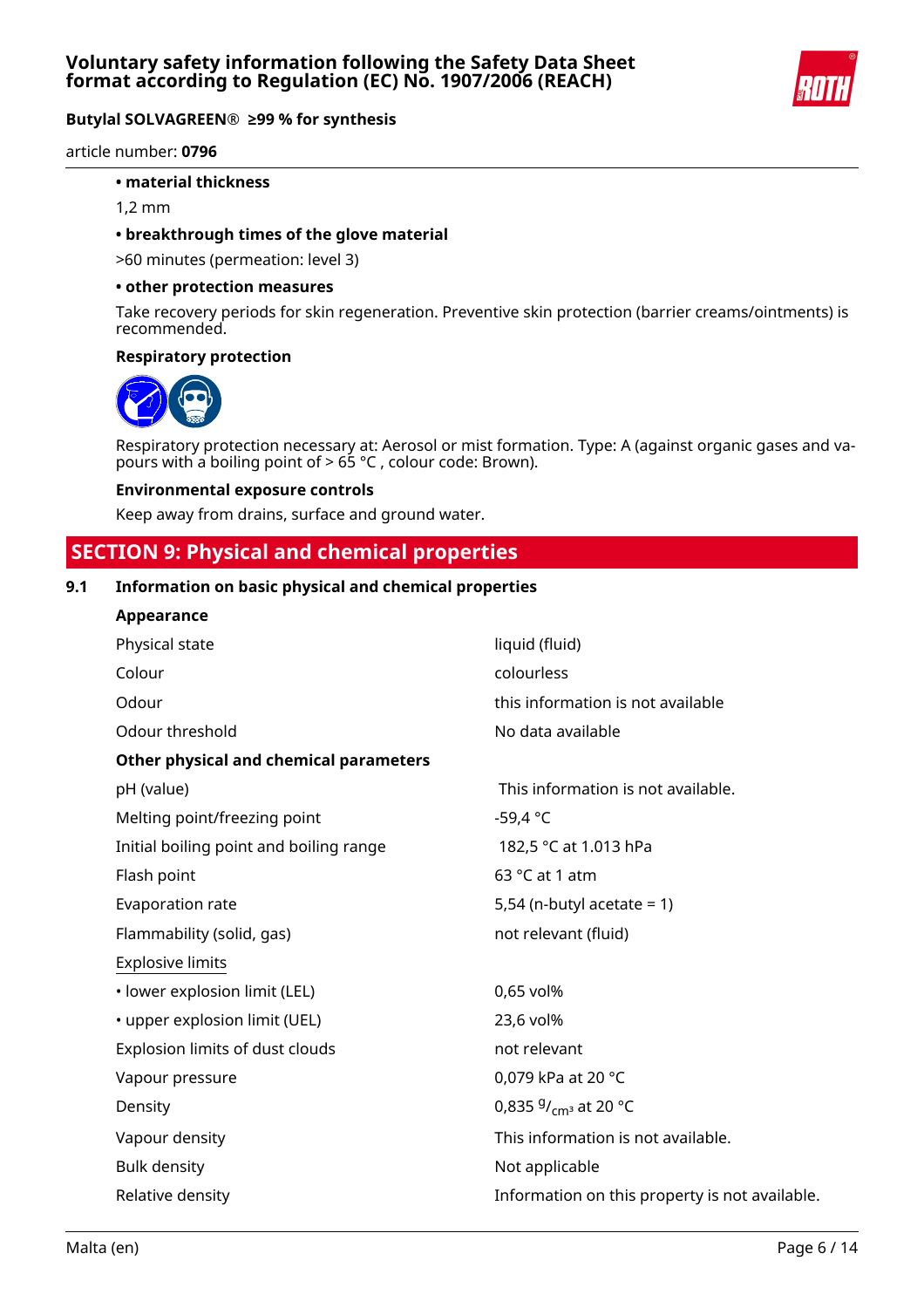**• material thickness**

1,2 mm

**• breakthrough times of the glove material**

>60 minutes (permeation: level 3)

**• other protection measures**

Take recovery periods for skin regeneration. Preventive skin protection (barrier creams/ointments) is recommended.

**Respiratory protection**

Respiratory protection necessary at: Aerosol or mist formation. Type: A (against organic gases and vapours with a boiling point of > 65 °C , colour code: Brown).

**Environmental exposure controls**

Keep away from drains, surface and ground water.

# SECTION 9: Physical and chemical properties

## 9.1 Information on basic physical and chemical properties

**Appearance**

| | |
|---|---|
| Physical state | liquid (fluid) |
| Colour | colourless |
| Odour | this information is not available |
| Odour threshold | No data available |

**Other physical and chemical parameters**

| | |
|---|---|
| pH (value) | This information is not available. |
| Melting point/freezing point | -59,4 °C |
| Initial boiling point and boiling range | 182,5 °C at 1.013 hPa |
| Flash point | 63 °C at 1 atm |
| Evaporation rate | 5,54 (n-butyl acetate = 1) |
| Flammability (solid, gas) | not relevant (fluid) |
| Explosive limits | |
| • lower explosion limit (LEL) | 0,65 vol% |
| • upper explosion limit (UEL) | 23,6 vol% |
| Explosion limits of dust clouds | not relevant |
| Vapour pressure | 0,079 kPa at 20 °C |
| Density | 0,835 $^{g}/_{cm^3}$ at 20 °C |
| Vapour density | This information is not available. |
| Bulk density | Not applicable |
| Relative density | Information on this property is not available. |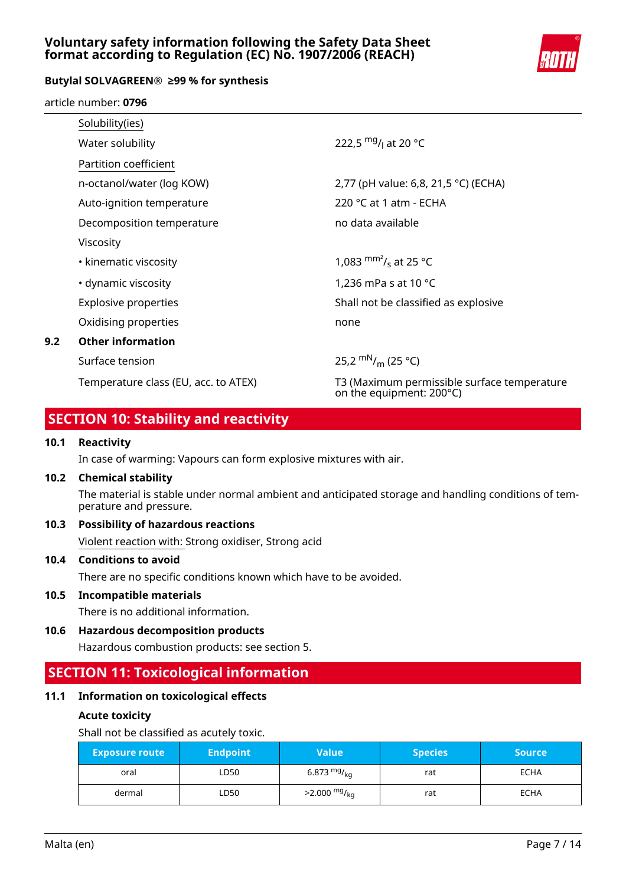| | |
|---|---|
| Solubility(ies) | |
| Water solubility | 222,5 $^{mg}/_{l}$ at 20 °C |
| Partition coefficient | |
| n-octanol/water (log KOW) | 2,77 (pH value: 6,8, 21,5 °C) (ECHA) |
| Auto-ignition temperature | 220 °C at 1 atm - ECHA |
| Decomposition temperature | no data available |
| Viscosity | |
| • kinematic viscosity | 1,083 $^{mm^2}/_{s}$ at 25 °C |
| • dynamic viscosity | 1,236 mPa s at 10 °C |
| Explosive properties | Shall not be classified as explosive |
| Oxidising properties | none |

**9.2 Other information**

| | |
|---|---|
| Surface tension | 25,2 $^{mN}/_{m}$ (25 °C) |
| Temperature class (EU, acc. to ATEX) | T3 (Maximum permissible surface temperature on the equipment: 200°C) |

## SECTION 10: Stability and reactivity

**10.1 Reactivity**

In case of warming: Vapours can form explosive mixtures with air.

**10.2 Chemical stability**

The material is stable under normal ambient and anticipated storage and handling conditions of temperature and pressure.

**10.3 Possibility of hazardous reactions**

Violent reaction with: Strong oxidiser, Strong acid

**10.4 Conditions to avoid**

There are no specific conditions known which have to be avoided.

**10.5 Incompatible materials**

There is no additional information.

**10.6 Hazardous decomposition products**

Hazardous combustion products: see section 5.

## SECTION 11: Toxicological information

**11.1 Information on toxicological effects**

**Acute toxicity**

Shall not be classified as acutely toxic.

| Exposure route | Endpoint | Value | Species | Source |
|---|---|---|---|---|
| oral | LD50 | 6.873 $^{mg}/_{kg}$ | rat | ECHA |
| dermal | LD50 | >2.000 $^{mg}/_{kg}$ | rat | ECHA |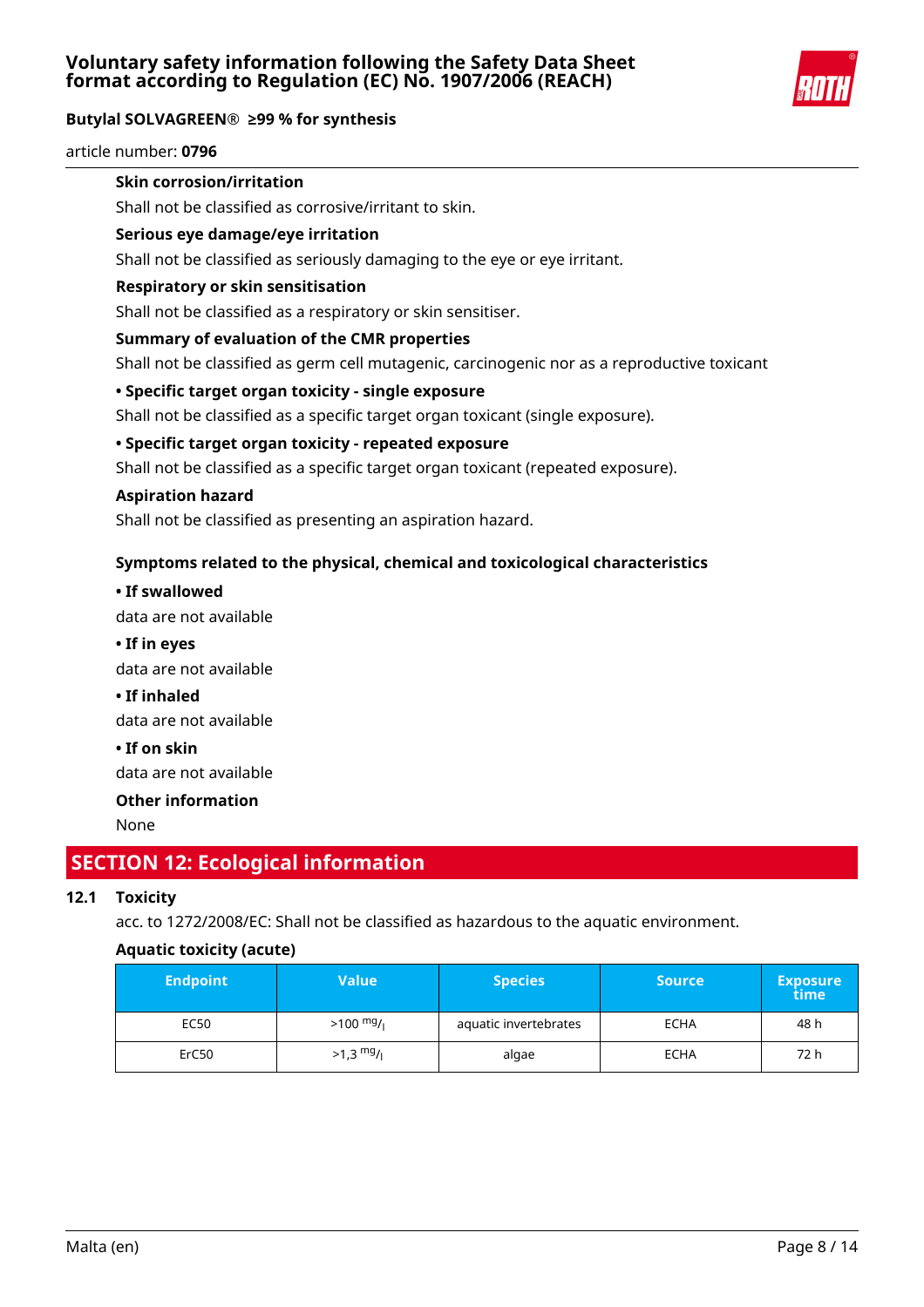**Skin corrosion/irritation**

Shall not be classified as corrosive/irritant to skin.

**Serious eye damage/eye irritation**

Shall not be classified as seriously damaging to the eye or eye irritant.

**Respiratory or skin sensitisation**

Shall not be classified as a respiratory or skin sensitiser.

**Summary of evaluation of the CMR properties**

Shall not be classified as germ cell mutagenic, carcinogenic nor as a reproductive toxicant

**• Specific target organ toxicity - single exposure**

Shall not be classified as a specific target organ toxicant (single exposure).

**• Specific target organ toxicity - repeated exposure**

Shall not be classified as a specific target organ toxicant (repeated exposure).

**Aspiration hazard**

Shall not be classified as presenting an aspiration hazard.

**Symptoms related to the physical, chemical and toxicological characteristics**

**• If swallowed**

data are not available

**• If in eyes**

data are not available

**• If inhaled**

data are not available

**• If on skin**

data are not available

**Other information**

None

## SECTION 12: Ecological information

### 12.1 Toxicity

acc. to 1272/2008/EC: Shall not be classified as hazardous to the aquatic environment.

**Aquatic toxicity (acute)**

| Endpoint | Value | Species | Source | Exposure time |
|---|---|---|---|---|
| EC50 | >100 mg/l | aquatic invertebrates | ECHA | 48 h |
| ErC50 | >1,3 mg/l | algae | ECHA | 72 h |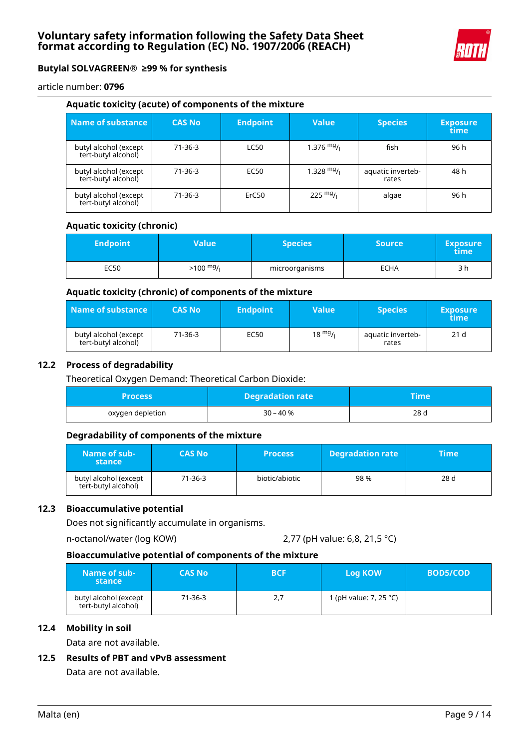### Aquatic toxicity (acute) of components of the mixture

| Name of substance | CAS No | Endpoint | Value | Species | Exposure time |
|---|---|---|---|---|---|
| butyl alcohol (except tert-butyl alcohol) | 71-36-3 | LC50 | 1.376 $^{mg}/_{l}$ | fish | 96 h |
| butyl alcohol (except tert-butyl alcohol) | 71-36-3 | EC50 | 1.328 $^{mg}/_{l}$ | aquatic invertebrates | 48 h |
| butyl alcohol (except tert-butyl alcohol) | 71-36-3 | ErC50 | 225 $^{mg}/_{l}$ | algae | 96 h |

### Aquatic toxicity (chronic)

| Endpoint | Value | Species | Source | Exposure time |
|---|---|---|---|---|
| EC50 | >100 $^{mg}/_{l}$ | microorganisms | ECHA | 3 h |

### Aquatic toxicity (chronic) of components of the mixture

| Name of substance | CAS No | Endpoint | Value | Species | Exposure time |
|---|---|---|---|---|---|
| butyl alcohol (except tert-butyl alcohol) | 71-36-3 | EC50 | 18 $^{mg}/_{l}$ | aquatic invertebrates | 21 d |

## 12.2 Process of degradability

Theoretical Oxygen Demand: Theoretical Carbon Dioxide:

| Process | Degradation rate | Time |
|---|---|---|
| oxygen depletion | 30 – 40 % | 28 d |

### Degradability of components of the mixture

| Name of substance | CAS No | Process | Degradation rate | Time |
|---|---|---|---|---|
| butyl alcohol (except tert-butyl alcohol) | 71-36-3 | biotic/abiotic | 98 % | 28 d |

## 12.3 Bioaccumulative potential

Does not significantly accumulate in organisms.

n-octanol/water (log KOW) 2,77 (pH value: 6,8, 21,5 °C)

### Bioaccumulative potential of components of the mixture

| Name of substance | CAS No | BCF | Log KOW | BOD5/COD |
|---|---|---|---|---|
| butyl alcohol (except tert-butyl alcohol) | 71-36-3 | 2,7 | 1 (pH value: 7, 25 °C) | |

## 12.4 Mobility in soil

Data are not available.

## 12.5 Results of PBT and vPvB assessment

Data are not available.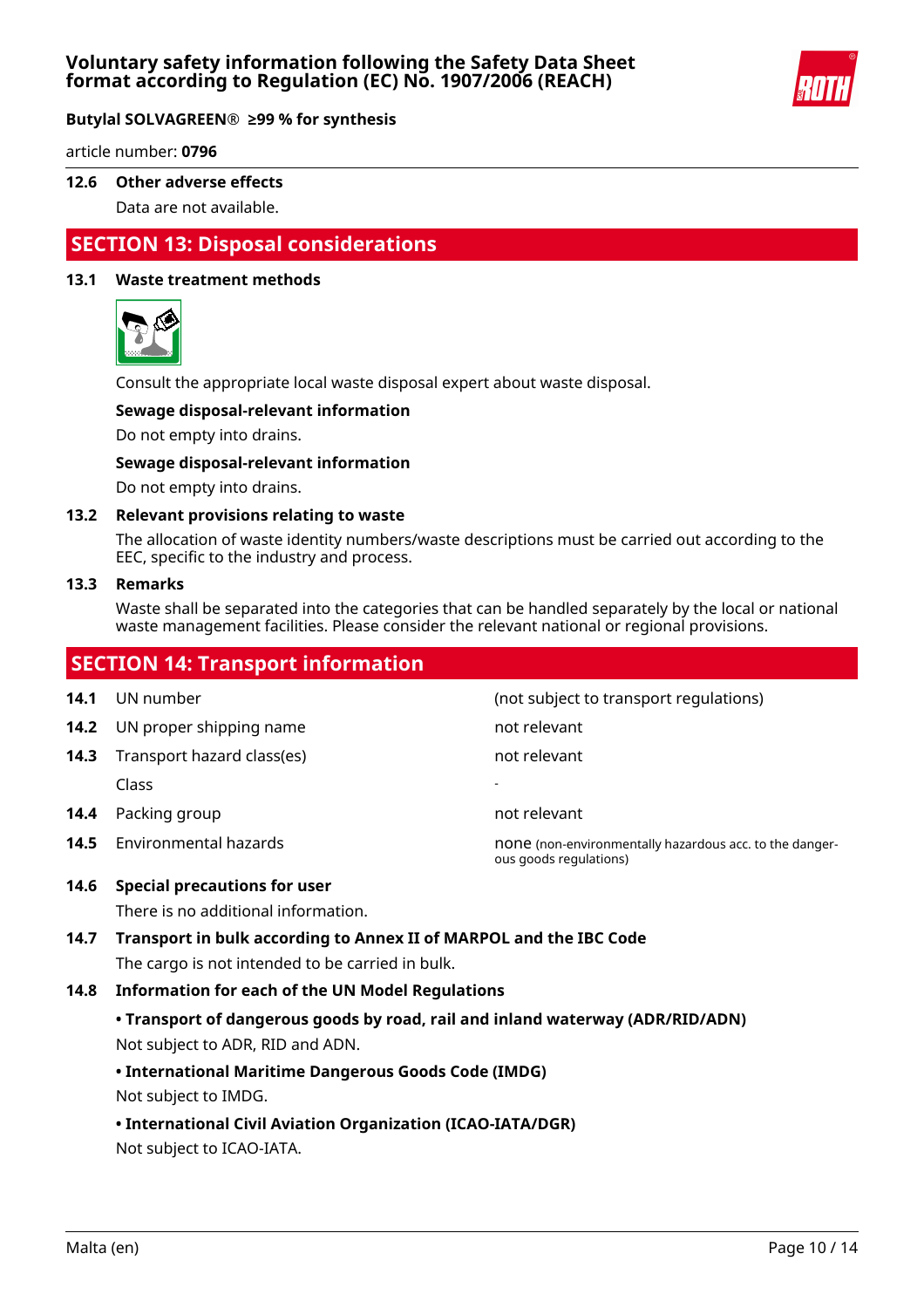### 12.6 Other adverse effects

Data are not available.

## SECTION 13: Disposal considerations

### 13.1 Waste treatment methods

Consult the appropriate local waste disposal expert about waste disposal.

**Sewage disposal-relevant information**

Do not empty into drains.

**Sewage disposal-relevant information**

Do not empty into drains.

### 13.2 Relevant provisions relating to waste

The allocation of waste identity numbers/waste descriptions must be carried out according to the EEC, specific to the industry and process.

### 13.3 Remarks

Waste shall be separated into the categories that can be handled separately by the local or national waste management facilities. Please consider the relevant national or regional provisions.

## SECTION 14: Transport information

| | | |
|---|---|---|
| **14.1** | UN number | (not subject to transport regulations) |
| **14.2** | UN proper shipping name | not relevant |
| **14.3** | Transport hazard class(es) | not relevant |
| | Class | - |
| **14.4** | Packing group | not relevant |
| **14.5** | Environmental hazards | none (non-environmentally hazardous acc. to the dangerous goods regulations) |

### 14.6 Special precautions for user

There is no additional information.

### 14.7 Transport in bulk according to Annex II of MARPOL and the IBC Code

The cargo is not intended to be carried in bulk.

### 14.8 Information for each of the UN Model Regulations

**• Transport of dangerous goods by road, rail and inland waterway (ADR/RID/ADN)**

Not subject to ADR, RID and ADN.

**• International Maritime Dangerous Goods Code (IMDG)**

Not subject to IMDG.

**• International Civil Aviation Organization (ICAO-IATA/DGR)**

Not subject to ICAO-IATA.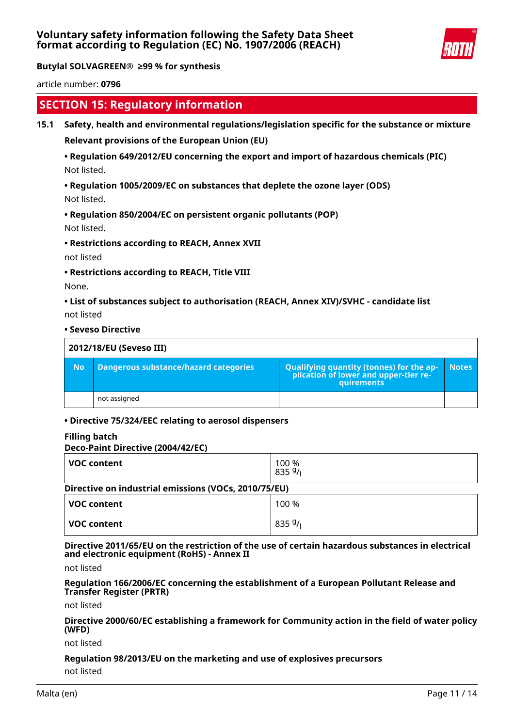## SECTION 15: Regulatory information

### 15.1 Safety, health and environmental regulations/legislation specific for the substance or mixture

**Relevant provisions of the European Union (EU)**

**• Regulation 649/2012/EU concerning the export and import of hazardous chemicals (PIC)**

Not listed.

**• Regulation 1005/2009/EC on substances that deplete the ozone layer (ODS)**

Not listed.

**• Regulation 850/2004/EC on persistent organic pollutants (POP)**

Not listed.

**• Restrictions according to REACH, Annex XVII**

not listed

**• Restrictions according to REACH, Title VIII**

None.

**• List of substances subject to authorisation (REACH, Annex XIV)/SVHC - candidate list**

not listed

**• Seveso Directive**

| 2012/18/EU (Seveso III) | | | |
|---|---|---|---|
| **No** | **Dangerous substance/hazard categories** | **Qualifying quantity (tonnes) for the application of lower and upper-tier requirements** | **Notes** |
| | not assigned | | |

**• Directive 75/324/EEC relating to aerosol dispensers**

**Filling batch**

**Deco-Paint Directive (2004/42/EC)**

| | |
|---|---|
| **VOC content** | 100 %<br>835 $^{g}/_{l}$ |

**Directive on industrial emissions (VOCs, 2010/75/EU)**

| | |
|---|---|
| **VOC content** | 100 % |
| **VOC content** | 835 $^{g}/_{l}$ |

**Directive 2011/65/EU on the restriction of the use of certain hazardous substances in electrical and electronic equipment (RoHS) - Annex II**

not listed

**Regulation 166/2006/EC concerning the establishment of a European Pollutant Release and Transfer Register (PRTR)**

not listed

**Directive 2000/60/EC establishing a framework for Community action in the field of water policy (WFD)**

not listed

**Regulation 98/2013/EU on the marketing and use of explosives precursors**

not listed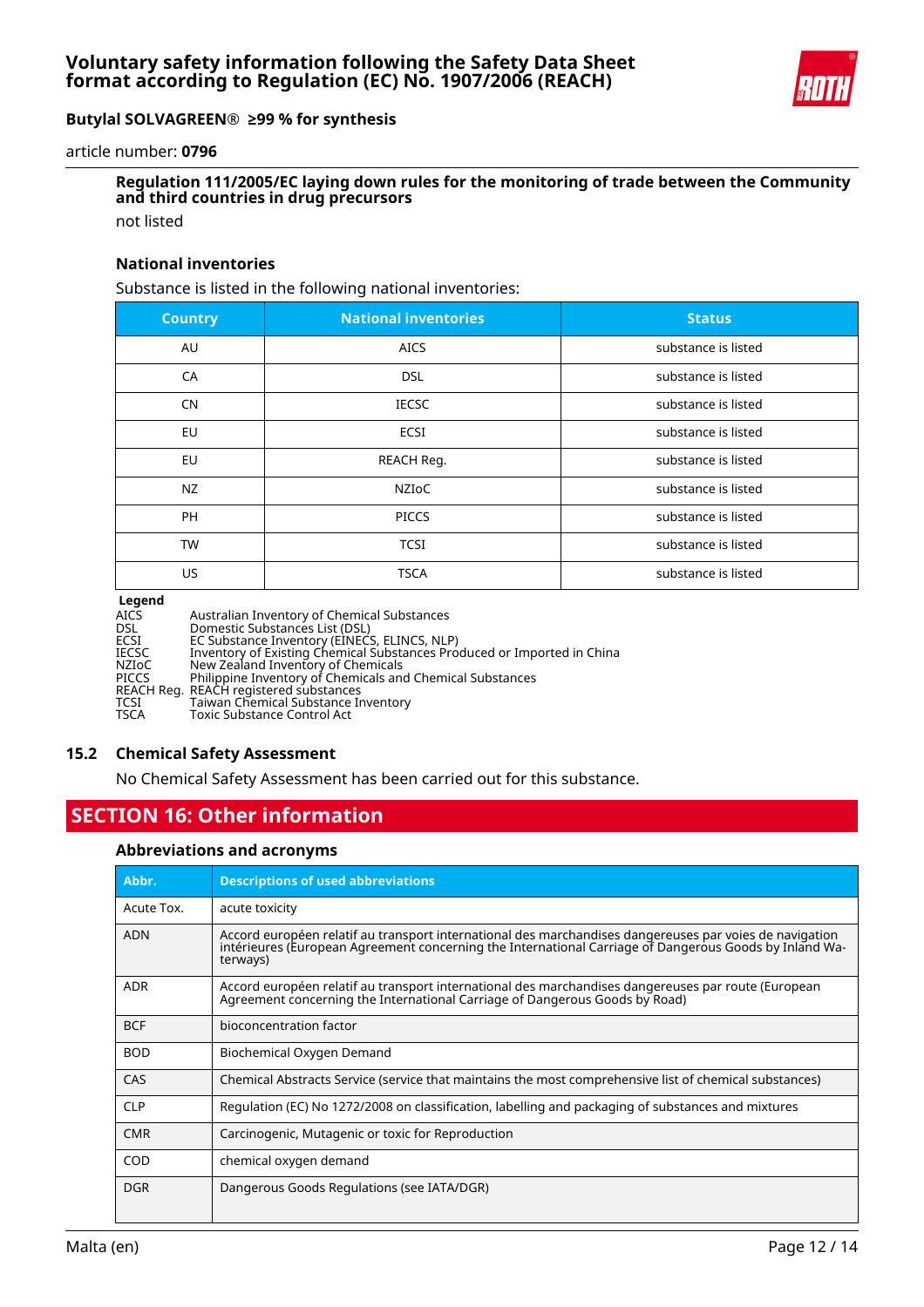#### Regulation 111/2005/EC laying down rules for the monitoring of trade between the Community and third countries in drug precursors

not listed

#### National inventories

Substance is listed in the following national inventories:

| Country | National inventories | Status |
|---|---|---|
| AU | AICS | substance is listed |
| CA | DSL | substance is listed |
| CN | IECSC | substance is listed |
| EU | ECSI | substance is listed |
| EU | REACH Reg. | substance is listed |
| NZ | NZIoC | substance is listed |
| PH | PICCS | substance is listed |
| TW | TCSI | substance is listed |
| US | TSCA | substance is listed |

**Legend**

AICS Australian Inventory of Chemical Substances
DSL Domestic Substances List (DSL)
ECSI EC Substance Inventory (EINECS, ELINCS, NLP)
IECSC Inventory of Existing Chemical Substances Produced or Imported in China
NZIoC New Zealand Inventory of Chemicals
PICCS Philippine Inventory of Chemicals and Chemical Substances
REACH Reg. REACH registered substances
TCSI Taiwan Chemical Substance Inventory
TSCA Toxic Substance Control Act

### 15.2 Chemical Safety Assessment

No Chemical Safety Assessment has been carried out for this substance.

## SECTION 16: Other information

#### Abbreviations and acronyms

| Abbr. | Descriptions of used abbreviations |
|---|---|
| Acute Tox. | acute toxicity |
| ADN | Accord européen relatif au transport international des marchandises dangereuses par voies de navigation intérieures (European Agreement concerning the International Carriage of Dangerous Goods by Inland Waterways) |
| ADR | Accord européen relatif au transport international des marchandises dangereuses par route (European Agreement concerning the International Carriage of Dangerous Goods by Road) |
| BCF | bioconcentration factor |
| BOD | Biochemical Oxygen Demand |
| CAS | Chemical Abstracts Service (service that maintains the most comprehensive list of chemical substances) |
| CLP | Regulation (EC) No 1272/2008 on classification, labelling and packaging of substances and mixtures |
| CMR | Carcinogenic, Mutagenic or toxic for Reproduction |
| COD | chemical oxygen demand |
| DGR | Dangerous Goods Regulations (see IATA/DGR) |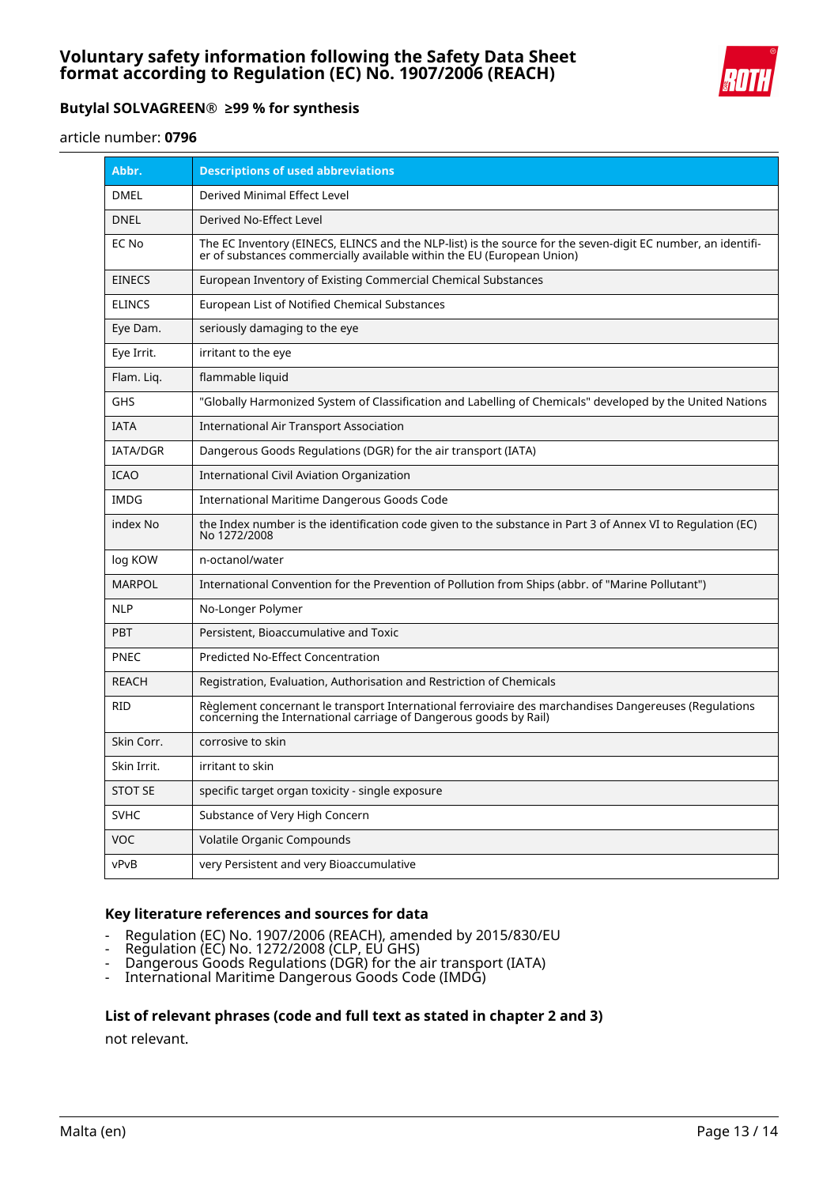| Abbr. | Descriptions of used abbreviations |
| --- | --- |
| DMEL | Derived Minimal Effect Level |
| DNEL | Derived No-Effect Level |
| EC No | The EC Inventory (EINECS, ELINCS and the NLP-list) is the source for the seven-digit EC number, an identifier of substances commercially available within the EU (European Union) |
| EINECS | European Inventory of Existing Commercial Chemical Substances |
| ELINCS | European List of Notified Chemical Substances |
| Eye Dam. | seriously damaging to the eye |
| Eye Irrit. | irritant to the eye |
| Flam. Liq. | flammable liquid |
| GHS | "Globally Harmonized System of Classification and Labelling of Chemicals" developed by the United Nations |
| IATA | International Air Transport Association |
| IATA/DGR | Dangerous Goods Regulations (DGR) for the air transport (IATA) |
| ICAO | International Civil Aviation Organization |
| IMDG | International Maritime Dangerous Goods Code |
| index No | the Index number is the identification code given to the substance in Part 3 of Annex VI to Regulation (EC) No 1272/2008 |
| log KOW | n-octanol/water |
| MARPOL | International Convention for the Prevention of Pollution from Ships (abbr. of "Marine Pollutant") |
| NLP | No-Longer Polymer |
| PBT | Persistent, Bioaccumulative and Toxic |
| PNEC | Predicted No-Effect Concentration |
| REACH | Registration, Evaluation, Authorisation and Restriction of Chemicals |
| RID | Règlement concernant le transport International ferroviaire des marchandises Dangereuses (Regulations concerning the International carriage of Dangerous goods by Rail) |
| Skin Corr. | corrosive to skin |
| Skin Irrit. | irritant to skin |
| STOT SE | specific target organ toxicity - single exposure |
| SVHC | Substance of Very High Concern |
| VOC | Volatile Organic Compounds |
| vPvB | very Persistent and very Bioaccumulative |

### Key literature references and sources for data

- Regulation (EC) No. 1907/2006 (REACH), amended by 2015/830/EU
- Regulation (EC) No. 1272/2008 (CLP, EU GHS)
- Dangerous Goods Regulations (DGR) for the air transport (IATA)
- International Maritime Dangerous Goods Code (IMDG)

### List of relevant phrases (code and full text as stated in chapter 2 and 3)

not relevant.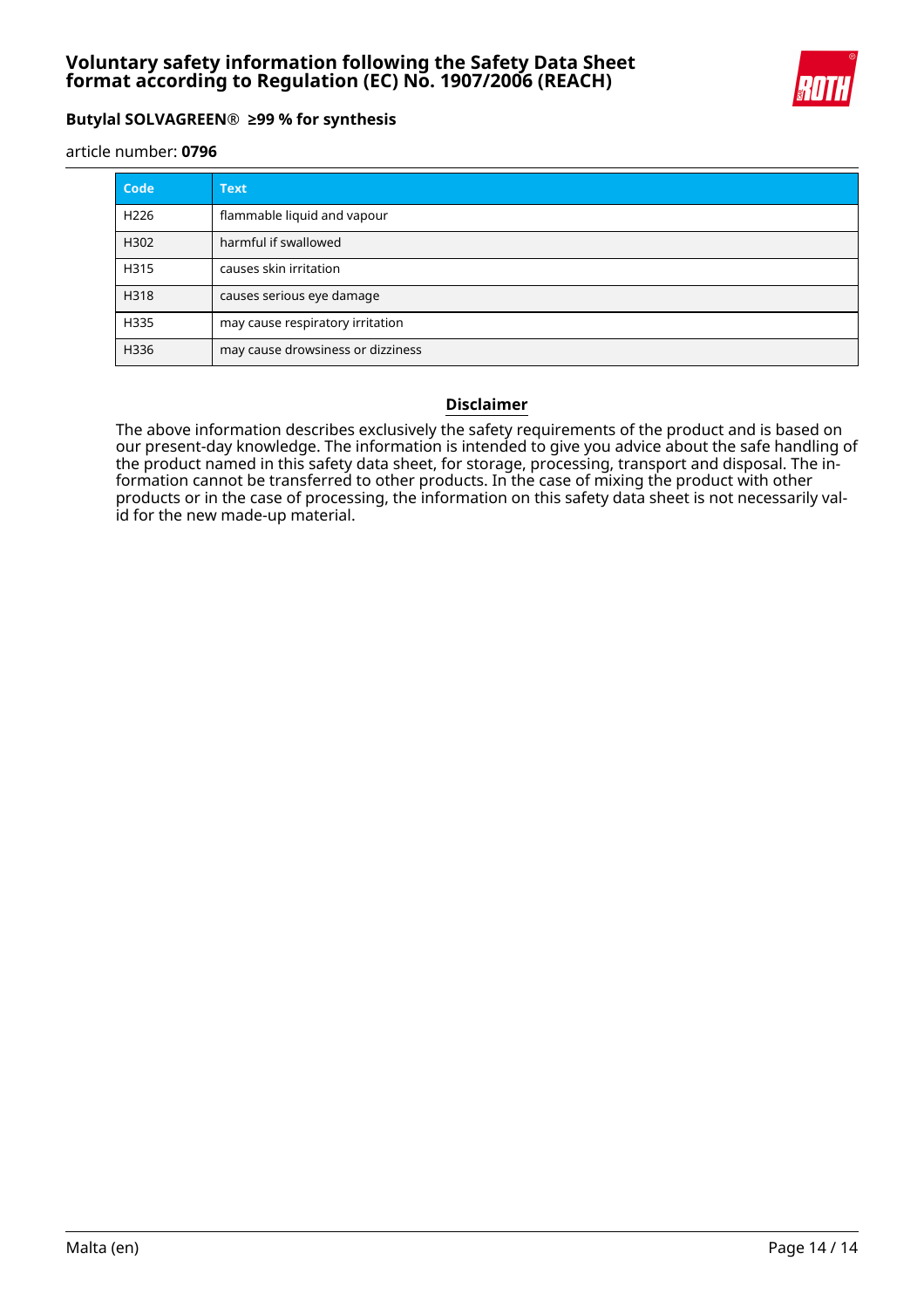| Code | Text |
|---|---|
| H226 | flammable liquid and vapour |
| H302 | harmful if swallowed |
| H315 | causes skin irritation |
| H318 | causes serious eye damage |
| H335 | may cause respiratory irritation |
| H336 | may cause drowsiness or dizziness |

## Disclaimer

The above information describes exclusively the safety requirements of the product and is based on our present-day knowledge. The information is intended to give you advice about the safe handling of the product named in this safety data sheet, for storage, processing, transport and disposal. The information cannot be transferred to other products. In the case of mixing the product with other products or in the case of processing, the information on this safety data sheet is not necessarily valid for the new made-up material.